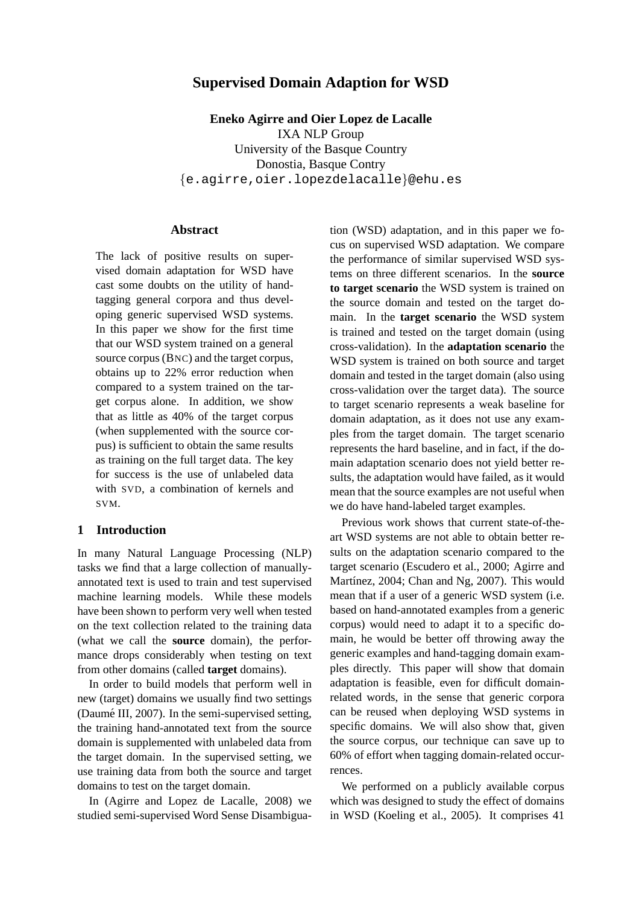# Supervised Domain Adaption for WSD

**Eneko Agirre and Oier Lopez de Lacalle**
IXA NLP Group
University of the Basque Country
Donostia, Basque Contry
{e.agirre,oier.lopezdelacalle}@ehu.es

## Abstract

The lack of positive results on supervised domain adaptation for WSD have cast some doubts on the utility of hand-tagging general corpora and thus developing generic supervised WSD systems. In this paper we show for the first time that our WSD system trained on a general source corpus (BNC) and the target corpus, obtains up to 22% error reduction when compared to a system trained on the target corpus alone. In addition, we show that as little as 40% of the target corpus (when supplemented with the source corpus) is sufficient to obtain the same results as training on the full target data. The key for success is the use of unlabeled data with SVD, a combination of kernels and SVM.

## 1 Introduction

In many Natural Language Processing (NLP) tasks we find that a large collection of manually-annotated text is used to train and test supervised machine learning models. While these models have been shown to perform very well when tested on the text collection related to the training data (what we call the **source** domain), the performance drops considerably when testing on text from other domains (called **target** domains).

In order to build models that perform well in new (target) domains we usually find two settings (Daumé III, 2007). In the semi-supervised setting, the training hand-annotated text from the source domain is supplemented with unlabeled data from the target domain. In the supervised setting, we use training data from both the source and target domains to test on the target domain.

In (Agirre and Lopez de Lacalle, 2008) we studied semi-supervised Word Sense Disambiguation (WSD) adaptation, and in this paper we focus on supervised WSD adaptation. We compare the performance of similar supervised WSD systems on three different scenarios. In the **source to target scenario** the WSD system is trained on the source domain and tested on the target domain. In the **target scenario** the WSD system is trained and tested on the target domain (using cross-validation). In the **adaptation scenario** the WSD system is trained on both source and target domain and tested in the target domain (also using cross-validation over the target data). The source to target scenario represents a weak baseline for domain adaptation, as it does not use any examples from the target domain. The target scenario represents the hard baseline, and in fact, if the domain adaptation scenario does not yield better results, the adaptation would have failed, as it would mean that the source examples are not useful when we do have hand-labeled target examples.

Previous work shows that current state-of-the-art WSD systems are not able to obtain better results on the adaptation scenario compared to the target scenario (Escudero et al., 2000; Agirre and Martínez, 2004; Chan and Ng, 2007). This would mean that if a user of a generic WSD system (i.e. based on hand-annotated examples from a generic corpus) would need to adapt it to a specific domain, he would be better off throwing away the generic examples and hand-tagging domain examples directly. This paper will show that domain adaptation is feasible, even for difficult domain-related words, in the sense that generic corpora can be reused when deploying WSD systems in specific domains. We will also show that, given the source corpus, our technique can save up to 60% of effort when tagging domain-related occurrences.

We performed on a publicly available corpus which was designed to study the effect of domains in WSD (Koeling et al., 2005). It comprises 41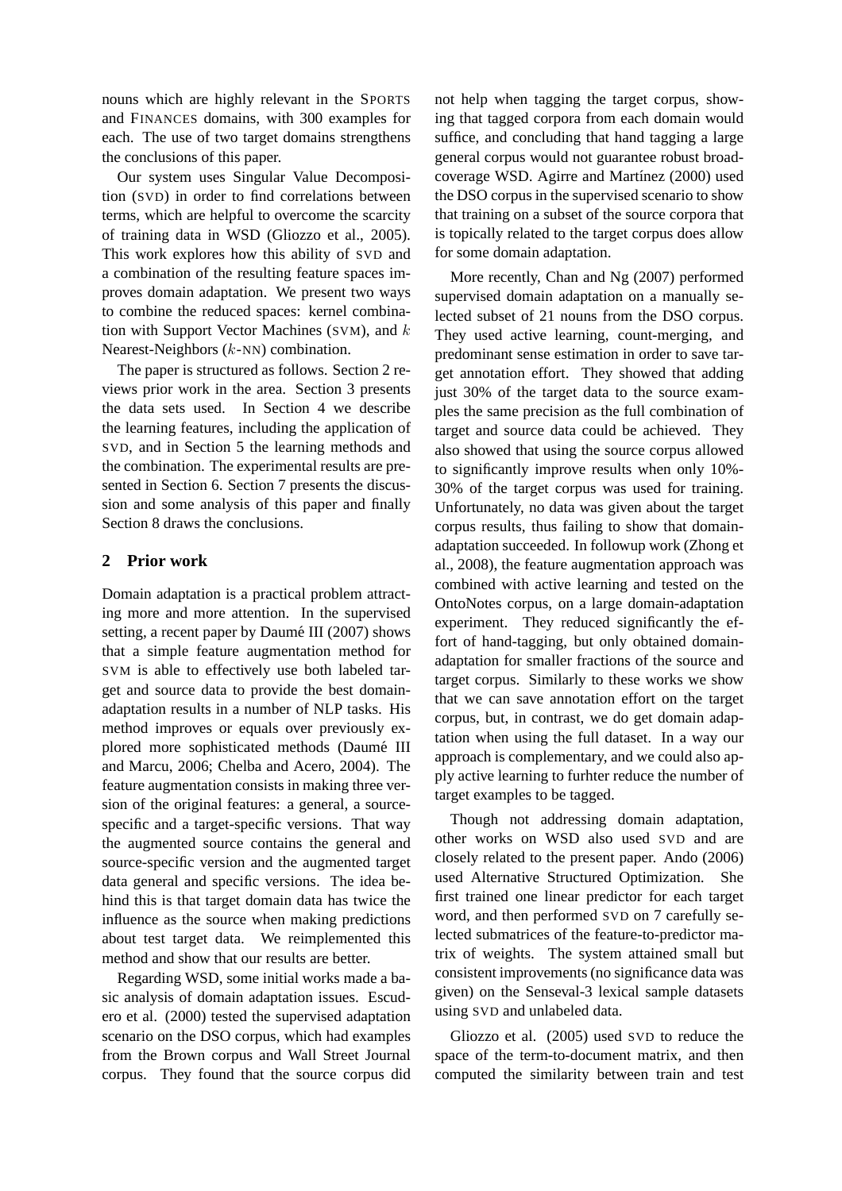nouns which are highly relevant in the SPORTS and FINANCES domains, with 300 examples for each. The use of two target domains strengthens the conclusions of this paper.

Our system uses Singular Value Decomposition (SVD) in order to find correlations between terms, which are helpful to overcome the scarcity of training data in WSD (Gliozzo et al., 2005). This work explores how this ability of SVD and a combination of the resulting feature spaces improves domain adaptation. We present two ways to combine the reduced spaces: kernel combination with Support Vector Machines (SVM), and $k$ Nearest-Neighbors ($k$-NN) combination.

The paper is structured as follows. Section 2 reviews prior work in the area. Section 3 presents the data sets used. In Section 4 we describe the learning features, including the application of SVD, and in Section 5 the learning methods and the combination. The experimental results are presented in Section 6. Section 7 presents the discussion and some analysis of this paper and finally Section 8 draws the conclusions.

## 2 Prior work

Domain adaptation is a practical problem attracting more and more attention. In the supervised setting, a recent paper by Daumé III (2007) shows that a simple feature augmentation method for SVM is able to effectively use both labeled target and source data to provide the best domain-adaptation results in a number of NLP tasks. His method improves or equals over previously explored more sophisticated methods (Daumé III and Marcu, 2006; Chelba and Acero, 2004). The feature augmentation consists in making three version of the original features: a general, a source-specific and a target-specific versions. That way the augmented source contains the general and source-specific version and the augmented target data general and specific versions. The idea behind this is that target domain data has twice the influence as the source when making predictions about test target data. We reimplemented this method and show that our results are better.

Regarding WSD, some initial works made a basic analysis of domain adaptation issues. Escudero et al. (2000) tested the supervised adaptation scenario on the DSO corpus, which had examples from the Brown corpus and Wall Street Journal corpus. They found that the source corpus did not help when tagging the target corpus, showing that tagged corpora from each domain would suffice, and concluding that hand tagging a large general corpus would not guarantee robust broad-coverage WSD. Agirre and Martínez (2000) used the DSO corpus in the supervised scenario to show that training on a subset of the source corpora that is topically related to the target corpus does allow for some domain adaptation.

More recently, Chan and Ng (2007) performed supervised domain adaptation on a manually selected subset of 21 nouns from the DSO corpus. They used active learning, count-merging, and predominant sense estimation in order to save target annotation effort. They showed that adding just 30% of the target data to the source examples the same precision as the full combination of target and source data could be achieved. They also showed that using the source corpus allowed to significantly improve results when only 10%-30% of the target corpus was used for training. Unfortunately, no data was given about the target corpus results, thus failing to show that domain-adaptation succeeded. In followup work (Zhong et al., 2008), the feature augmentation approach was combined with active learning and tested on the OntoNotes corpus, on a large domain-adaptation experiment. They reduced significantly the effort of hand-tagging, but only obtained domain-adaptation for smaller fractions of the source and target corpus. Similarly to these works we show that we can save annotation effort on the target corpus, but, in contrast, we do get domain adaptation when using the full dataset. In a way our approach is complementary, and we could also apply active learning to furhter reduce the number of target examples to be tagged.

Though not addressing domain adaptation, other works on WSD also used SVD and are closely related to the present paper. Ando (2006) used Alternative Structured Optimization. She first trained one linear predictor for each target word, and then performed SVD on 7 carefully selected submatrices of the feature-to-predictor matrix of weights. The system attained small but consistent improvements (no significance data was given) on the Senseval-3 lexical sample datasets using SVD and unlabeled data.

Gliozzo et al. (2005) used SVD to reduce the space of the term-to-document matrix, and then computed the similarity between train and test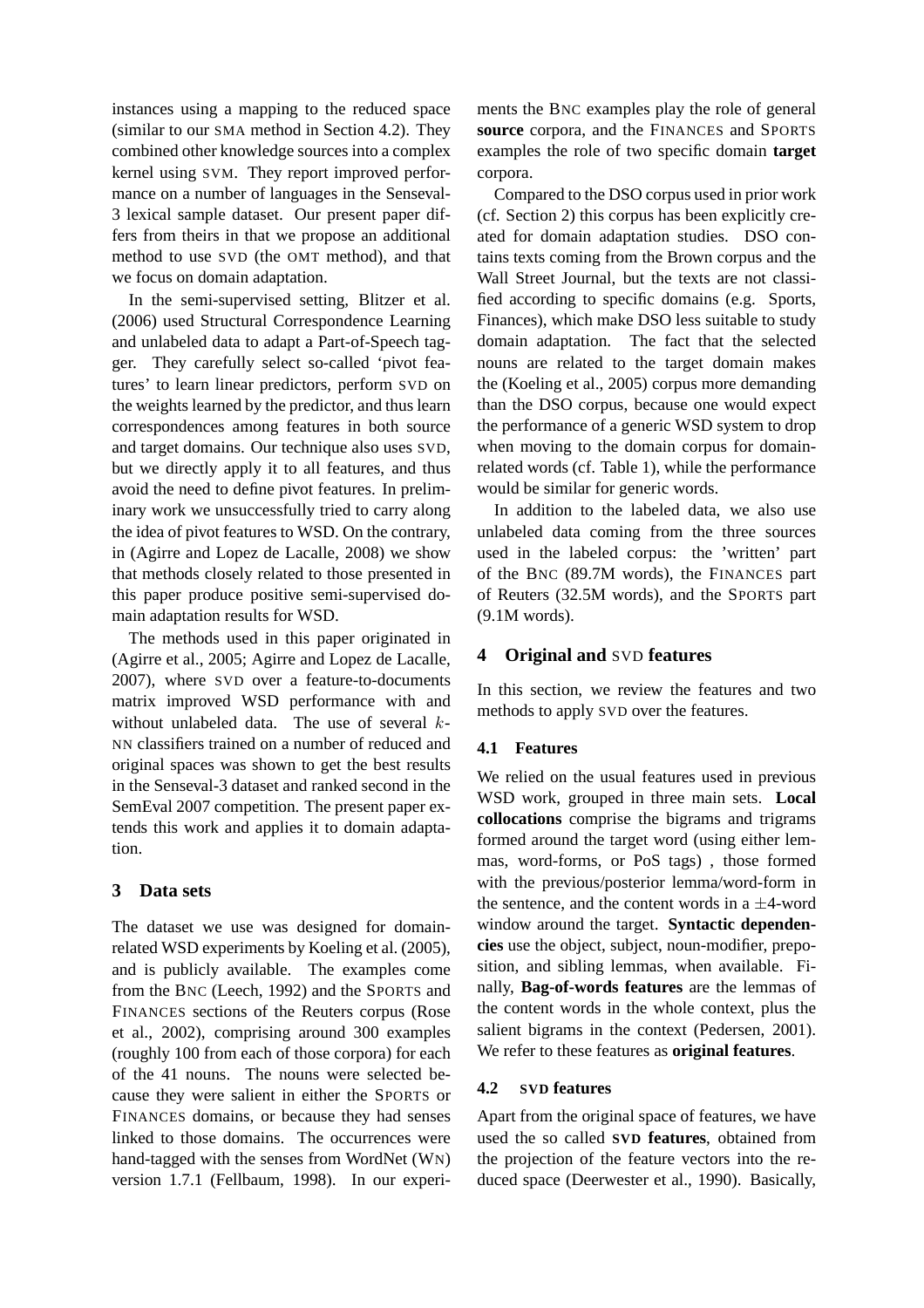instances using a mapping to the reduced space (similar to our SMA method in Section 4.2). They combined other knowledge sources into a complex kernel using SVM. They report improved performance on a number of languages in the Senseval-3 lexical sample dataset. Our present paper differs from theirs in that we propose an additional method to use SVD (the OMT method), and that we focus on domain adaptation.

In the semi-supervised setting, Blitzer et al. (2006) used Structural Correspondence Learning and unlabeled data to adapt a Part-of-Speech tagger. They carefully select so-called 'pivot features' to learn linear predictors, perform SVD on the weights learned by the predictor, and thus learn correspondences among features in both source and target domains. Our technique also uses SVD, but we directly apply it to all features, and thus avoid the need to define pivot features. In preliminary work we unsuccessfully tried to carry along the idea of pivot features to WSD. On the contrary, in (Agirre and Lopez de Lacalle, 2008) we show that methods closely related to those presented in this paper produce positive semi-supervised domain adaptation results for WSD.

The methods used in this paper originated in (Agirre et al., 2005; Agirre and Lopez de Lacalle, 2007), where SVD over a feature-to-documents matrix improved WSD performance with and without unlabeled data. The use of several $k$-NN classifiers trained on a number of reduced and original spaces was shown to get the best results in the Senseval-3 dataset and ranked second in the SemEval 2007 competition. The present paper extends this work and applies it to domain adaptation.

## 3 Data sets

The dataset we use was designed for domain-related WSD experiments by Koeling et al. (2005), and is publicly available. The examples come from the BNC (Leech, 1992) and the SPORTS and FINANCES sections of the Reuters corpus (Rose et al., 2002), comprising around 300 examples (roughly 100 from each of those corpora) for each of the 41 nouns. The nouns were selected because they were salient in either the SPORTS or FINANCES domains, or because they had senses linked to those domains. The occurrences were hand-tagged with the senses from WordNet (WN) version 1.7.1 (Fellbaum, 1998). In our experiments the BNC examples play the role of general **source** corpora, and the FINANCES and SPORTS examples the role of two specific domain **target** corpora.

Compared to the DSO corpus used in prior work (cf. Section 2) this corpus has been explicitly created for domain adaptation studies. DSO contains texts coming from the Brown corpus and the Wall Street Journal, but the texts are not classified according to specific domains (e.g. Sports, Finances), which make DSO less suitable to study domain adaptation. The fact that the selected nouns are related to the target domain makes the (Koeling et al., 2005) corpus more demanding than the DSO corpus, because one would expect the performance of a generic WSD system to drop when moving to the domain corpus for domain-related words (cf. Table 1), while the performance would be similar for generic words.

In addition to the labeled data, we also use unlabeled data coming from the three sources used in the labeled corpus: the 'written' part of the BNC (89.7M words), the FINANCES part of Reuters (32.5M words), and the SPORTS part (9.1M words).

## 4 Original and SVD features

In this section, we review the features and two methods to apply SVD over the features.

### 4.1 Features

We relied on the usual features used in previous WSD work, grouped in three main sets. **Local collocations** comprise the bigrams and trigrams formed around the target word (using either lemmas, word-forms, or PoS tags) , those formed with the previous/posterior lemma/word-form in the sentence, and the content words in a $\pm$4-word window around the target. **Syntactic dependencies** use the object, subject, noun-modifier, preposition, and sibling lemmas, when available. Finally, **Bag-of-words features** are the lemmas of the content words in the whole context, plus the salient bigrams in the context (Pedersen, 2001). We refer to these features as **original features**.

### 4.2 SVD features

Apart from the original space of features, we have used the so called **SVD features**, obtained from the projection of the feature vectors into the reduced space (Deerwester et al., 1990). Basically,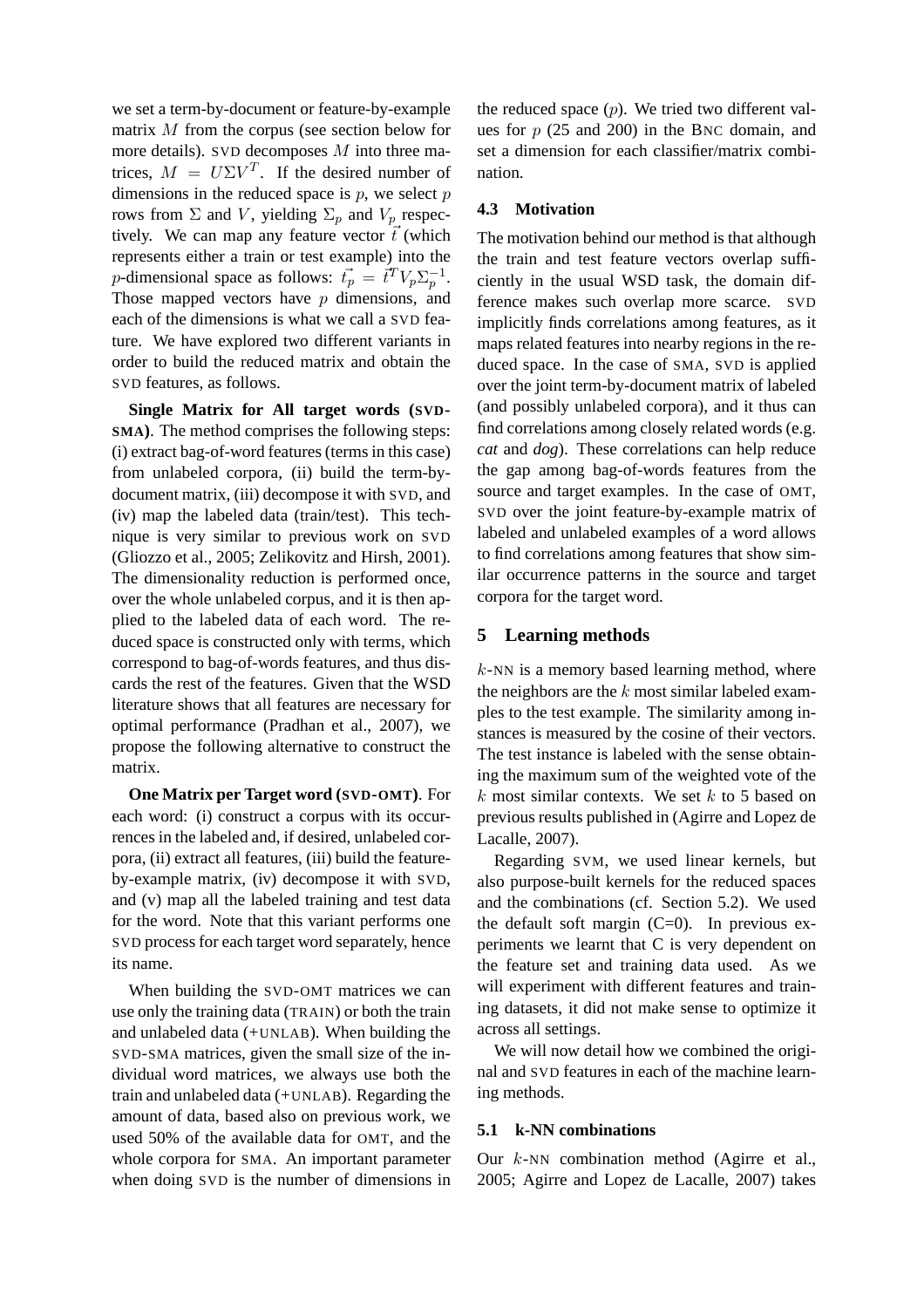we set a term-by-document or feature-by-example matrix $M$ from the corpus (see section below for more details). SVD decomposes $M$ into three matrices, $M = U\Sigma V^T$. If the desired number of dimensions in the reduced space is $p$, we select $p$ rows from $\Sigma$ and $V$, yielding $\Sigma_p$ and $V_p$ respectively. We can map any feature vector $\vec{t}$ (which represents either a train or test example) into the $p$-dimensional space as follows: $\vec{t_p} = \vec{t}^T V_p \Sigma_p^{-1}$. Those mapped vectors have $p$ dimensions, and each of the dimensions is what we call a SVD feature. We have explored two different variants in order to build the reduced matrix and obtain the SVD features, as follows.

**Single Matrix for All target words (SVD-SMA)**. The method comprises the following steps: (i) extract bag-of-word features (terms in this case) from unlabeled corpora, (ii) build the term-by-document matrix, (iii) decompose it with SVD, and (iv) map the labeled data (train/test). This technique is very similar to previous work on SVD (Gliozzo et al., 2005; Zelikovitz and Hirsh, 2001). The dimensionality reduction is performed once, over the whole unlabeled corpus, and it is then applied to the labeled data of each word. The reduced space is constructed only with terms, which correspond to bag-of-words features, and thus discards the rest of the features. Given that the WSD literature shows that all features are necessary for optimal performance (Pradhan et al., 2007), we propose the following alternative to construct the matrix.

**One Matrix per Target word (SVD-OMT)**. For each word: (i) construct a corpus with its occurrences in the labeled and, if desired, unlabeled corpora, (ii) extract all features, (iii) build the feature-by-example matrix, (iv) decompose it with SVD, and (v) map all the labeled training and test data for the word. Note that this variant performs one SVD process for each target word separately, hence its name.

When building the SVD-OMT matrices we can use only the training data (TRAIN) or both the train and unlabeled data (+UNLAB). When building the SVD-SMA matrices, given the small size of the individual word matrices, we always use both the train and unlabeled data (+UNLAB). Regarding the amount of data, based also on previous work, we used 50% of the available data for OMT, and the whole corpora for SMA. An important parameter when doing SVD is the number of dimensions in the reduced space ($p$). We tried two different values for $p$ (25 and 200) in the BNC domain, and set a dimension for each classifier/matrix combination.

### 4.3 Motivation

The motivation behind our method is that although the train and test feature vectors overlap sufficiently in the usual WSD task, the domain difference makes such overlap more scarce. SVD implicitly finds correlations among features, as it maps related features into nearby regions in the reduced space. In the case of SMA, SVD is applied over the joint term-by-document matrix of labeled (and possibly unlabeled corpora), and it thus can find correlations among closely related words (e.g. *cat* and *dog*). These correlations can help reduce the gap among bag-of-words features from the source and target examples. In the case of OMT, SVD over the joint feature-by-example matrix of labeled and unlabeled examples of a word allows to find correlations among features that show similar occurrence patterns in the source and target corpora for the target word.

## 5 Learning methods

$k$-NN is a memory based learning method, where the neighbors are the $k$ most similar labeled examples to the test example. The similarity among instances is measured by the cosine of their vectors. The test instance is labeled with the sense obtaining the maximum sum of the weighted vote of the $k$ most similar contexts. We set $k$ to 5 based on previous results published in (Agirre and Lopez de Lacalle, 2007).

Regarding SVM, we used linear kernels, but also purpose-built kernels for the reduced spaces and the combinations (cf. Section 5.2). We used the default soft margin (C=0). In previous experiments we learnt that C is very dependent on the feature set and training data used. As we will experiment with different features and training datasets, it did not make sense to optimize it across all settings.

We will now detail how we combined the original and SVD features in each of the machine learning methods.

### 5.1 k-NN combinations

Our $k$-NN combination method (Agirre et al., 2005; Agirre and Lopez de Lacalle, 2007) takes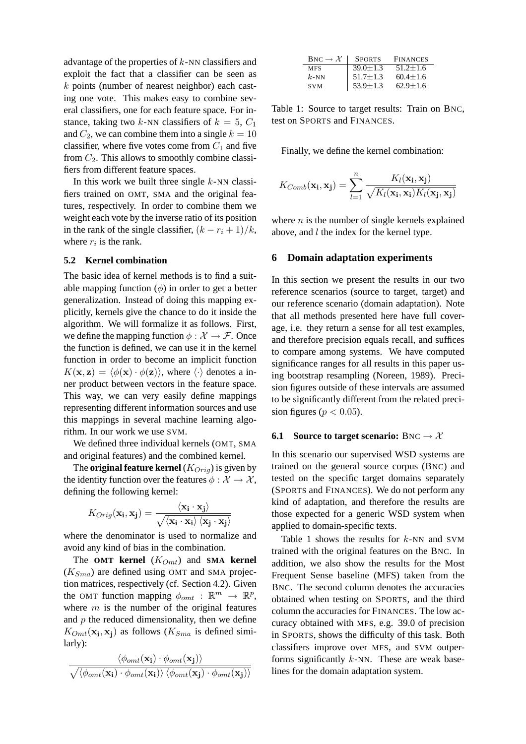advantage of the properties of $k$-NN classifiers and exploit the fact that a classifier can be seen as $k$ points (number of nearest neighbor) each casting one vote. This makes easy to combine several classifiers, one for each feature space. For instance, taking two $k$-NN classifiers of $k = 5$, $C_1$ and $C_2$, we can combine them into a single $k = 10$ classifier, where five votes come from $C_1$ and five from $C_2$. This allows to smoothly combine classifiers from different feature spaces.

In this work we built three single $k$-NN classifiers trained on OMT, SMA and the original features, respectively. In order to combine them we weight each vote by the inverse ratio of its position in the rank of the single classifier, $(k - r_i + 1)/k$, where $r_i$ is the rank.

### 5.2 Kernel combination

The basic idea of kernel methods is to find a suitable mapping function ($\phi$) in order to get a better generalization. Instead of doing this mapping explicitly, kernels give the chance to do it inside the algorithm. We will formalize it as follows. First, we define the mapping function $\phi : \mathcal{X} \rightarrow \mathcal{F}$. Once the function is defined, we can use it in the kernel function in order to become an implicit function $K(\mathbf{x}, \mathbf{z}) = \langle \phi(\mathbf{x}) \cdot \phi(\mathbf{z}) \rangle$, where $\langle \cdot \rangle$ denotes a inner product between vectors in the feature space. This way, we can very easily define mappings representing different information sources and use this mappings in several machine learning algorithm. In our work we use SVM.

We defined three individual kernels (OMT, SMA and original features) and the combined kernel.

The **original feature kernel** ($K_{Orig}$) is given by the identity function over the features $\phi : \mathcal{X} \rightarrow \mathcal{X}$, defining the following kernel:

$$K_{Orig}(\mathbf{x_i}, \mathbf{x_j}) = \frac{\langle \mathbf{x_i} \cdot \mathbf{x_j} \rangle}{\sqrt{\langle \mathbf{x_i} \cdot \mathbf{x_i} \rangle \langle \mathbf{x_j} \cdot \mathbf{x_j} \rangle}}$$

where the denominator is used to normalize and avoid any kind of bias in the combination.

The **OMT kernel** ($K_{Omt}$) and **SMA kernel** ($K_{Sma}$) are defined using OMT and SMA projection matrices, respectively (cf. Section 4.2). Given the OMT function mapping $\phi_{omt} : \mathbb{R}^m \rightarrow \mathbb{R}^p$, where $m$ is the number of the original features and $p$ the reduced dimensionality, then we define $K_{Omt}(\mathbf{x_i}, \mathbf{x_j})$ as follows ($K_{Sma}$ is defined similarly):

$$\frac{\langle \phi_{omt}(\mathbf{x_i}) \cdot \phi_{omt}(\mathbf{x_j}) \rangle}{\sqrt{\langle \phi_{omt}(\mathbf{x_i}) \cdot \phi_{omt}(\mathbf{x_i}) \rangle \langle \phi_{omt}(\mathbf{x_j}) \cdot \phi_{omt}(\mathbf{x_j}) \rangle}}$$

| BNC $\rightarrow \mathcal{X}$ | SPORTS | FINANCES |
|---|---|---|
| MFS | 39.0±1.3 | 51.2±1.6 |
| $k$-NN | 51.7±1.3 | 60.4±1.6 |
| SVM | 53.9±1.3 | 62.9±1.6 |

Table 1: Source to target results: Train on BNC, test on SPORTS and FINANCES.

Finally, we define the kernel combination:

$$K_{Comb}(\mathbf{x_i}, \mathbf{x_j}) = \sum_{l=1}^{n} \frac{K_l(\mathbf{x_i}, \mathbf{x_j})}{\sqrt{K_l(\mathbf{x_i}, \mathbf{x_i}) K_l(\mathbf{x_j}, \mathbf{x_j})}}$$

where $n$ is the number of single kernels explained above, and $l$ the index for the kernel type.

## 6 Domain adaptation experiments

In this section we present the results in our two reference scenarios (source to target, target) and our reference scenario (domain adaptation). Note that all methods presented here have full coverage, i.e. they return a sense for all test examples, and therefore precision equals recall, and suffices to compare among systems. We have computed significance ranges for all results in this paper using bootstrap resampling (Noreen, 1989). Precision figures outside of these intervals are assumed to be significantly different from the related precision figures ($p < 0.05$).

### 6.1 Source to target scenario: BNC $\rightarrow \mathcal{X}$

In this scenario our supervised WSD systems are trained on the general source corpus (BNC) and tested on the specific target domains separately (SPORTS and FINANCES). We do not perform any kind of adaptation, and therefore the results are those expected for a generic WSD system when applied to domain-specific texts.

Table 1 shows the results for $k$-NN and SVM trained with the original features on the BNC. In addition, we also show the results for the Most Frequent Sense baseline (MFS) taken from the BNC. The second column denotes the accuracies obtained when testing on SPORTS, and the third column the accuracies for FINANCES. The low accuracy obtained with MFS, e.g. 39.0 of precision in SPORTS, shows the difficulty of this task. Both classifiers improve over MFS, and SVM outperforms significantly $k$-NN. These are weak baselines for the domain adaptation system.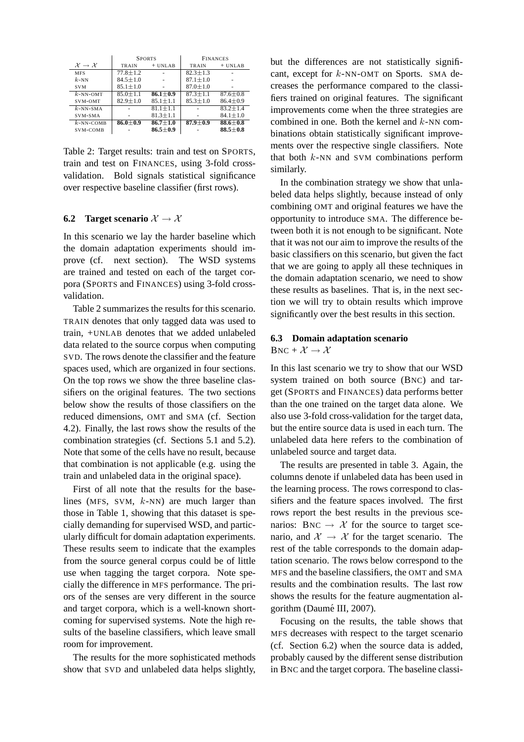| $\mathcal{X} \rightarrow \mathcal{X}$ | SPORTS | | FINANCES | |
|---|---|---|---|---|
| | TRAIN | + UNLAB | TRAIN | + UNLAB |
| MFS | 77.8±1.2 | - | 82.3±1.3 | - |
| $k$-NN | 84.5±1.0 | - | 87.1±1.0 | - |
| SVM | 85.1±1.0 | - | 87.0±1.0 | - |
| $k$-NN-OMT | 85.0±1.1 | **86.1±0.9** | 87.3±1.1 | 87.6±0.8 |
| SVM-OMT | 82.9±1.0 | 85.1±1.1 | 85.3±1.0 | 86.4±0.9 |
| $k$-NN-SMA | - | 81.1±1.1 | - | 83.2±1.4 |
| SVM-SMA | - | 81.3±1.1 | - | 84.1±1.0 |
| $k$-NN-COMB | **86.0±0.9** | **86.7±1.0** | **87.9±0.9** | **88.6±0.8** |
| SVM-COMB | - | **86.5±0.9** | - | **88.5±0.8** |

Table 2: Target results: train and test on SPORTS, train and test on FINANCES, using 3-fold cross-validation. Bold signals statistical significance over respective baseline classifier (first rows).

### 6.2 Target scenario $\mathcal{X} \rightarrow \mathcal{X}$

In this scenario we lay the harder baseline which the domain adaptation experiments should improve (cf. next section). The WSD systems are trained and tested on each of the target corpora (SPORTS and FINANCES) using 3-fold cross-validation.

Table 2 summarizes the results for this scenario. TRAIN denotes that only tagged data was used to train, +UNLAB denotes that we added unlabeled data related to the source corpus when computing SVD. The rows denote the classifier and the feature spaces used, which are organized in four sections. On the top rows we show the three baseline classifiers on the original features. The two sections below show the results of those classifiers on the reduced dimensions, OMT and SMA (cf. Section 4.2). Finally, the last rows show the results of the combination strategies (cf. Sections 5.1 and 5.2). Note that some of the cells have no result, because that combination is not applicable (e.g. using the train and unlabeled data in the original space).

First of all note that the results for the baselines (MFS, SVM, $k$-NN) are much larger than those in Table 1, showing that this dataset is specially demanding for supervised WSD, and particularly difficult for domain adaptation experiments. These results seem to indicate that the examples from the source general corpus could be of little use when tagging the target corpora. Note specially the difference in MFS performance. The priors of the senses are very different in the source and target corpora, which is a well-known shortcoming for supervised systems. Note the high results of the baseline classifiers, which leave small room for improvement.

The results for the more sophisticated methods show that SVD and unlabeled data helps slightly, but the differences are not statistically significant, except for $k$-NN-OMT on Sports. SMA decreases the performance compared to the classifiers trained on original features. The significant improvements come when the three strategies are combined in one. Both the kernel and $k$-NN combinations obtain statistically significant improvements over the respective single classifiers. Note that both $k$-NN and SVM combinations perform similarly.

In the combination strategy we show that unlabeled data helps slightly, because instead of only combining OMT and original features we have the opportunity to introduce SMA. The difference between both it is not enough to be significant. Note that it was not our aim to improve the results of the basic classifiers on this scenario, but given the fact that we are going to apply all these techniques in the domain adaptation scenario, we need to show these results as baselines. That is, in the next section we will try to obtain results which improve significantly over the best results in this section.

### 6.3 Domain adaptation scenario BNC + $\mathcal{X} \rightarrow \mathcal{X}$

In this last scenario we try to show that our WSD system trained on both source (BNC) and target (SPORTS and FINANCES) data performs better than the one trained on the target data alone. We also use 3-fold cross-validation for the target data, but the entire source data is used in each turn. The unlabeled data here refers to the combination of unlabeled source and target data.

The results are presented in table 3. Again, the columns denote if unlabeled data has been used in the learning process. The rows correspond to classifiers and the feature spaces involved. The first rows report the best results in the previous scenarios: BNC $\rightarrow \mathcal{X}$ for the source to target scenario, and $\mathcal{X} \rightarrow \mathcal{X}$ for the target scenario. The rest of the table corresponds to the domain adaptation scenario. The rows below correspond to the MFS and the baseline classifiers, the OMT and SMA results and the combination results. The last row shows the results for the feature augmentation algorithm (Daumé III, 2007).

Focusing on the results, the table shows that MFS decreases with respect to the target scenario (cf. Section 6.2) when the source data is added, probably caused by the different sense distribution in BNC and the target corpora. The baseline classi-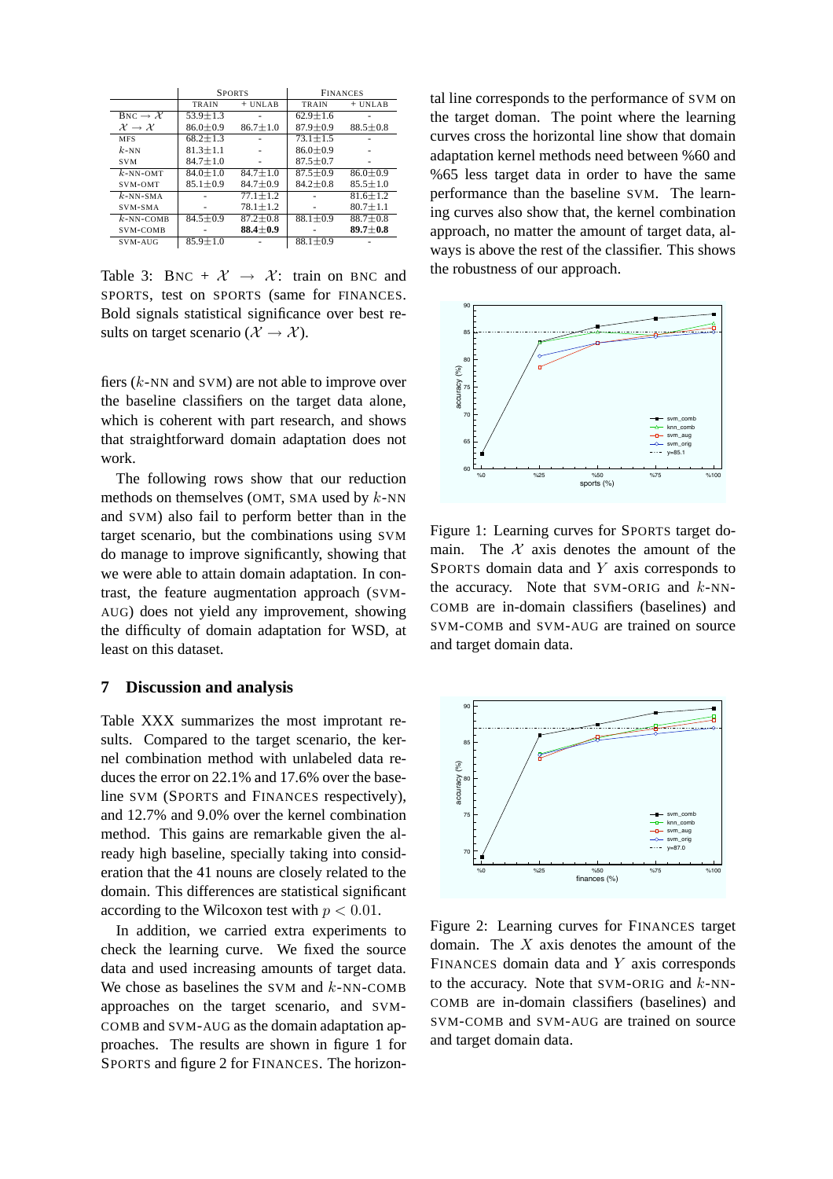| | SPORTS | | FINANCES | |
|---|---|---|---|---|
| | TRAIN | + UNLAB | TRAIN | + UNLAB |
| BNC $\rightarrow \mathcal{X}$ | 53.9±1.3 | - | 62.9±1.6 | - |
| $\mathcal{X} \rightarrow \mathcal{X}$ | 86.0±0.9 | 86.7±1.0 | 87.9±0.9 | 88.5±0.8 |
| MFS | 68.2±1.3 | - | 73.1±1.5 | - |
| $k$-NN | 81.3±1.1 | - | 86.0±0.9 | - |
| SVM | 84.7±1.0 | - | 87.5±0.7 | - |
| $k$-NN-OMT | 84.0±1.0 | 84.7±1.0 | 87.5±0.9 | 86.0±0.9 |
| SVM-OMT | 85.1±0.9 | 84.7±0.9 | 84.2±0.8 | 85.5±1.0 |
| $k$-NN-SMA | - | 77.1±1.2 | - | 81.6±1.2 |
| SVM-SMA | - | 78.1±1.2 | - | 80.7±1.1 |
| $k$-NN-COMB | 84.5±0.9 | 87.2±0.8 | 88.1±0.9 | 88.7±0.8 |
| SVM-COMB | - | **88.4±0.9** | - | **89.7±0.8** |
| SVM-AUG | 85.9±1.0 | - | 88.1±0.9 | - |

Table 3: BNC + $\mathcal{X} \rightarrow \mathcal{X}$: train on BNC and SPORTS, test on SPORTS (same for FINANCES. Bold signals statistical significance over best results on target scenario ($\mathcal{X} \rightarrow \mathcal{X}$).

fiers ($k$-NN and SVM) are not able to improve over the baseline classifiers on the target data alone, which is coherent with part research, and shows that straightforward domain adaptation does not work.

The following rows show that our reduction methods on themselves (OMT, SMA used by $k$-NN and SVM) also fail to perform better than in the target scenario, but the combinations using SVM do manage to improve significantly, showing that we were able to attain domain adaptation. In contrast, the feature augmentation approach (SVM-AUG) does not yield any improvement, showing the difficulty of domain adaptation for WSD, at least on this dataset.

## 7 Discussion and analysis

Table XXX summarizes the most improtant results. Compared to the target scenario, the kernel combination method with unlabeled data reduces the error on 22.1% and 17.6% over the baseline SVM (SPORTS and FINANCES respectively), and 12.7% and 9.0% over the kernel combination method. This gains are remarkable given the already high baseline, specially taking into consideration that the 41 nouns are closely related to the domain. This differences are statistical significant according to the Wilcoxon test with $p < 0.01$.

In addition, we carried extra experiments to check the learning curve. We fixed the source data and used increasing amounts of target data. We chose as baselines the SVM and $k$-NN-COMB approaches on the target scenario, and SVM-COMB and SVM-AUG as the domain adaptation approaches. The results are shown in figure 1 for SPORTS and figure 2 for FINANCES. The horizontal line corresponds to the performance of SVM on the target doman. The point where the learning curves cross the horizontal line show that domain adaptation kernel methods need between %60 and %65 less target data in order to have the same performance than the baseline SVM. The learning curves also show that, the kernel combination approach, no matter the amount of target data, always is above the rest of the classifier. This shows the robustness of our approach.

Figure 1: Learning curves for SPORTS target domain. The $\mathcal{X}$ axis denotes the amount of the SPORTS domain data and $Y$ axis corresponds to the accuracy. Note that SVM-ORIG and $k$-NN-COMB are in-domain classifiers (baselines) and SVM-COMB and SVM-AUG are trained on source and target domain data.

Figure 2: Learning curves for FINANCES target domain. The $X$ axis denotes the amount of the FINANCES domain data and $Y$ axis corresponds to the accuracy. Note that SVM-ORIG and $k$-NN-COMB are in-domain classifiers (baselines) and SVM-COMB and SVM-AUG are trained on source and target domain data.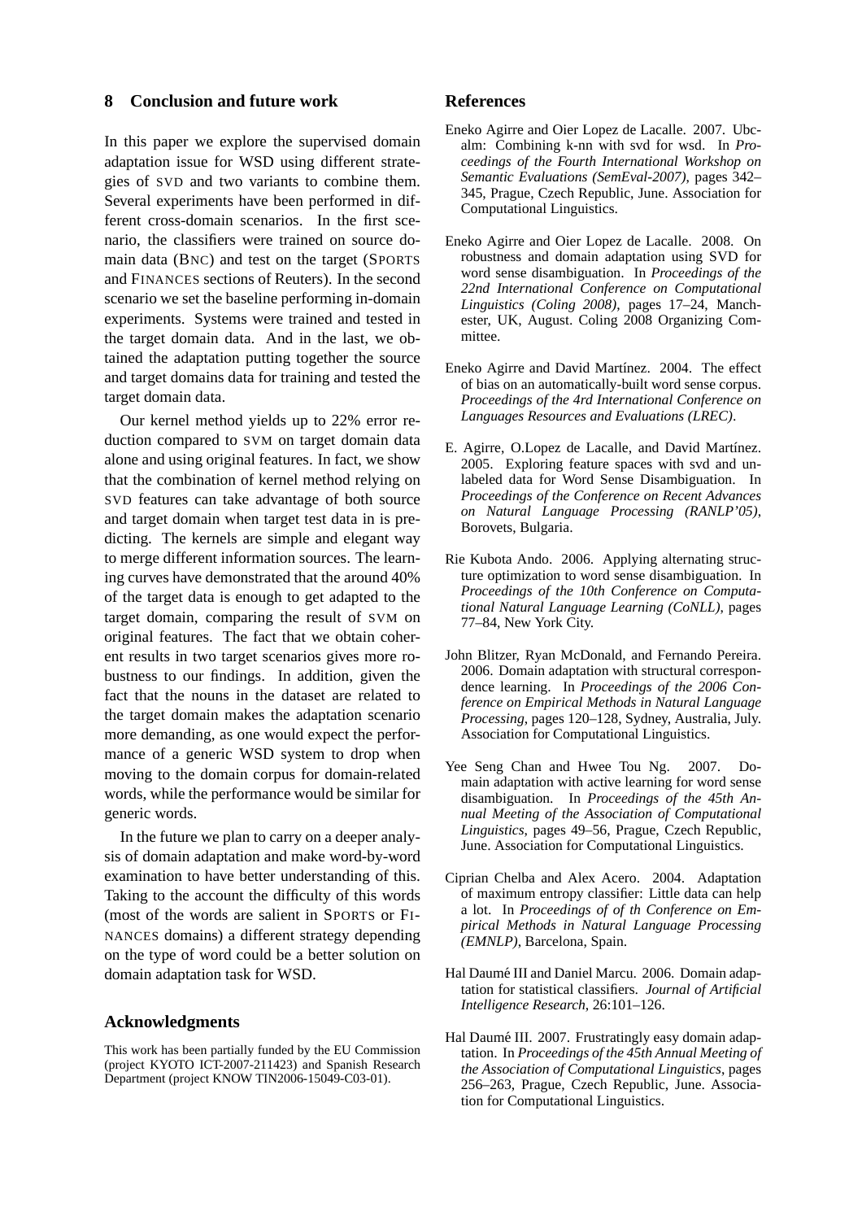## 8 Conclusion and future work

In this paper we explore the supervised domain adaptation issue for WSD using different strategies of SVD and two variants to combine them. Several experiments have been performed in different cross-domain scenarios. In the first scenario, the classifiers were trained on source domain data (BNC) and test on the target (SPORTS and FINANCES sections of Reuters). In the second scenario we set the baseline performing in-domain experiments. Systems were trained and tested in the target domain data. And in the last, we obtained the adaptation putting together the source and target domains data for training and tested the target domain data.

Our kernel method yields up to 22% error reduction compared to SVM on target domain data alone and using original features. In fact, we show that the combination of kernel method relying on SVD features can take advantage of both source and target domain when target test data in is predicting. The kernels are simple and elegant way to merge different information sources. The learning curves have demonstrated that the around 40% of the target data is enough to get adapted to the target domain, comparing the result of SVM on original features. The fact that we obtain coherent results in two target scenarios gives more robustness to our findings. In addition, given the fact that the nouns in the dataset are related to the target domain makes the adaptation scenario more demanding, as one would expect the performance of a generic WSD system to drop when moving to the domain corpus for domain-related words, while the performance would be similar for generic words.

In the future we plan to carry on a deeper analysis of domain adaptation and make word-by-word examination to have better understanding of this. Taking to the account the difficulty of this words (most of the words are salient in SPORTS or FINANCES domains) a different strategy depending on the type of word could be a better solution on domain adaptation task for WSD.

## Acknowledgments

This work has been partially funded by the EU Commission (project KYOTO ICT-2007-211423) and Spanish Research Department (project KNOW TIN2006-15049-C03-01).

## References

Eneko Agirre and Oier Lopez de Lacalle. 2007. Ubc-alm: Combining k-nn with svd for wsd. In *Proceedings of the Fourth International Workshop on Semantic Evaluations (SemEval-2007)*, pages 342–345, Prague, Czech Republic, June. Association for Computational Linguistics.

Eneko Agirre and Oier Lopez de Lacalle. 2008. On robustness and domain adaptation using SVD for word sense disambiguation. In *Proceedings of the 22nd International Conference on Computational Linguistics (Coling 2008)*, pages 17–24, Manchester, UK, August. Coling 2008 Organizing Committee.

Eneko Agirre and David Martínez. 2004. The effect of bias on an automatically-built word sense corpus. *Proceedings of the 4rd International Conference on Languages Resources and Evaluations (LREC)*.

E. Agirre, O.Lopez de Lacalle, and David Martínez. 2005. Exploring feature spaces with svd and unlabeled data for Word Sense Disambiguation. In *Proceedings of the Conference on Recent Advances on Natural Language Processing (RANLP'05)*, Borovets, Bulgaria.

Rie Kubota Ando. 2006. Applying alternating structure optimization to word sense disambiguation. In *Proceedings of the 10th Conference on Computational Natural Language Learning (CoNLL)*, pages 77–84, New York City.

John Blitzer, Ryan McDonald, and Fernando Pereira. 2006. Domain adaptation with structural correspondence learning. In *Proceedings of the 2006 Conference on Empirical Methods in Natural Language Processing*, pages 120–128, Sydney, Australia, July. Association for Computational Linguistics.

Yee Seng Chan and Hwee Tou Ng. 2007. Domain adaptation with active learning for word sense disambiguation. In *Proceedings of the 45th Annual Meeting of the Association of Computational Linguistics*, pages 49–56, Prague, Czech Republic, June. Association for Computational Linguistics.

Ciprian Chelba and Alex Acero. 2004. Adaptation of maximum entropy classifier: Little data can help a lot. In *Proceedings of of th Conference on Empirical Methods in Natural Language Processing (EMNLP)*, Barcelona, Spain.

Hal Daumé III and Daniel Marcu. 2006. Domain adaptation for statistical classifiers. *Journal of Artificial Intelligence Research*, 26:101–126.

Hal Daumé III. 2007. Frustratingly easy domain adaptation. In *Proceedings of the 45th Annual Meeting of the Association of Computational Linguistics*, pages 256–263, Prague, Czech Republic, June. Association for Computational Linguistics.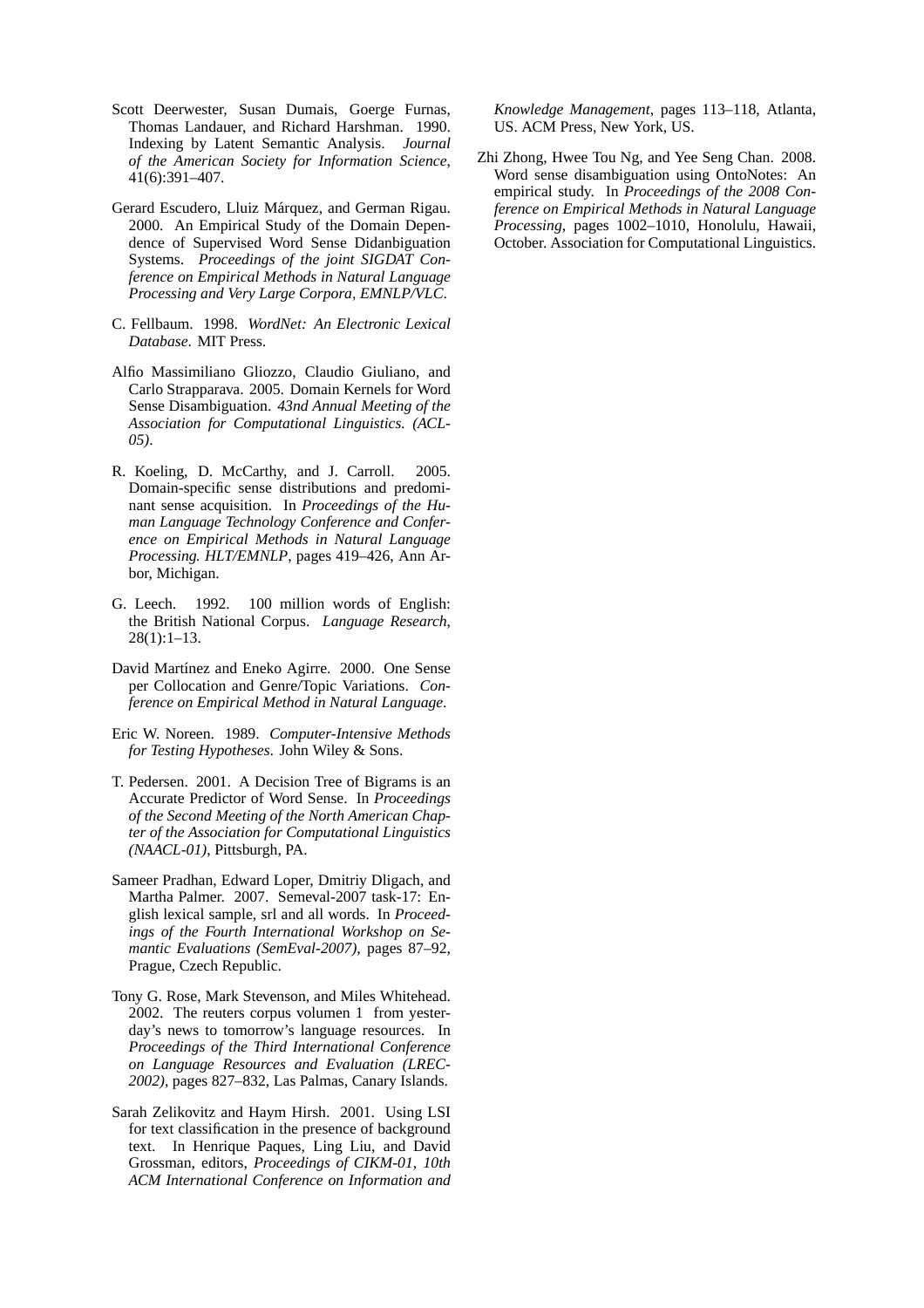Scott Deerwester, Susan Dumais, Goerge Furnas, Thomas Landauer, and Richard Harshman. 1990. Indexing by Latent Semantic Analysis. *Journal of the American Society for Information Science*, 41(6):391–407.

Gerard Escudero, Lluiz Márquez, and German Rigau. 2000. An Empirical Study of the Domain Dependence of Supervised Word Sense Didanbiguation Systems. *Proceedings of the joint SIGDAT Conference on Empirical Methods in Natural Language Processing and Very Large Corpora, EMNLP/VLC*.

C. Fellbaum. 1998. *WordNet: An Electronic Lexical Database*. MIT Press.

Alfio Massimiliano Gliozzo, Claudio Giuliano, and Carlo Strapparava. 2005. Domain Kernels for Word Sense Disambiguation. *43nd Annual Meeting of the Association for Computational Linguistics. (ACL-05)*.

R. Koeling, D. McCarthy, and J. Carroll. 2005. Domain-specific sense distributions and predominant sense acquisition. In *Proceedings of the Human Language Technology Conference and Conference on Empirical Methods in Natural Language Processing. HLT/EMNLP*, pages 419–426, Ann Arbor, Michigan.

G. Leech. 1992. 100 million words of English: the British National Corpus. *Language Research*, 28(1):1–13.

David Martínez and Eneko Agirre. 2000. One Sense per Collocation and Genre/Topic Variations. *Conference on Empirical Method in Natural Language*.

Eric W. Noreen. 1989. *Computer-Intensive Methods for Testing Hypotheses*. John Wiley & Sons.

T. Pedersen. 2001. A Decision Tree of Bigrams is an Accurate Predictor of Word Sense. In *Proceedings of the Second Meeting of the North American Chapter of the Association for Computational Linguistics (NAACL-01)*, Pittsburgh, PA.

Sameer Pradhan, Edward Loper, Dmitriy Dligach, and Martha Palmer. 2007. Semeval-2007 task-17: English lexical sample, srl and all words. In *Proceedings of the Fourth International Workshop on Semantic Evaluations (SemEval-2007)*, pages 87–92, Prague, Czech Republic.

Tony G. Rose, Mark Stevenson, and Miles Whitehead. 2002. The reuters corpus volumen 1 from yesterday's news to tomorrow's language resources. In *Proceedings of the Third International Conference on Language Resources and Evaluation (LREC-2002)*, pages 827–832, Las Palmas, Canary Islands.

Sarah Zelikovitz and Haym Hirsh. 2001. Using LSI for text classification in the presence of background text. In Henrique Paques, Ling Liu, and David Grossman, editors, *Proceedings of CIKM-01, 10th ACM International Conference on Information and Knowledge Management*, pages 113–118, Atlanta, US. ACM Press, New York, US.

Zhi Zhong, Hwee Tou Ng, and Yee Seng Chan. 2008. Word sense disambiguation using OntoNotes: An empirical study. In *Proceedings of the 2008 Conference on Empirical Methods in Natural Language Processing*, pages 1002–1010, Honolulu, Hawaii, October. Association for Computational Linguistics.